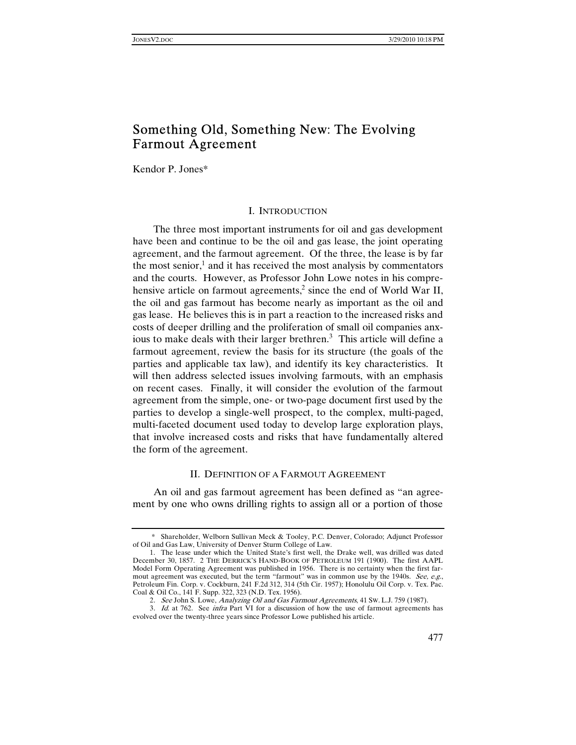# Something Old, Something New: The Evolving Farmout Agreement

Kendor P. Jones*

## I. INTRODUCTION

The three most important instruments for oil and gas development have been and continue to be the oil and gas lease, the joint operating agreement, and the farmout agreement. Of the three, the lease is by far the most senior,[1] and it has received the most analysis by commentators and the courts. However, as Professor John Lowe notes in his comprehensive article on farmout agreements,[2] since the end of World War II, the oil and gas farmout has become nearly as important as the oil and gas lease. He believes this is in part a reaction to the increased risks and costs of deeper drilling and the proliferation of small oil companies anxious to make deals with their larger brethren.[3] This article will define a farmout agreement, review the basis for its structure (the goals of the parties and applicable tax law), and identify its key characteristics. It will then address selected issues involving farmouts, with an emphasis on recent cases. Finally, it will consider the evolution of the farmout agreement from the simple, one- or two-page document first used by the parties to develop a single-well prospect, to the complex, multi-paged, multi-faceted document used today to develop large exploration plays, that involve increased costs and risks that have fundamentally altered the form of the agreement.

## II. DEFINITION OF A FARMOUT AGREEMENT

An oil and gas farmout agreement has been defined as "an agreement by one who owns drilling rights to assign all or a portion of those

---

\* Shareholder, Welborn Sullivan Meck & Tooley, P.C. Denver, Colorado; Adjunct Professor of Oil and Gas Law, University of Denver Sturm College of Law.

1. The lease under which the United State's first well, the Drake well, was drilled was dated December 30, 1857. 2 THE DERRICK'S HAND-BOOK OF PETROLEUM 191 (1900). The first AAPL Model Form Operating Agreement was published in 1956. There is no certainty when the first farmout agreement was executed, but the term "farmout" was in common use by the 1940s. *See, e.g.*, Petroleum Fin. Corp. v. Cockburn, 241 F.2d 312, 314 (5th Cir. 1957); Honolulu Oil Corp. v. Tex. Pac. Coal & Oil Co., 141 F. Supp. 322, 323 (N.D. Tex. 1956).

2. *See* John S. Lowe, *Analyzing Oil and Gas Farmout Agreements*, 41 SW. L.J. 759 (1987).

3. *Id.* at 762. See *infra* Part VI for a discussion of how the use of farmout agreements has evolved over the twenty-three years since Professor Lowe published his article.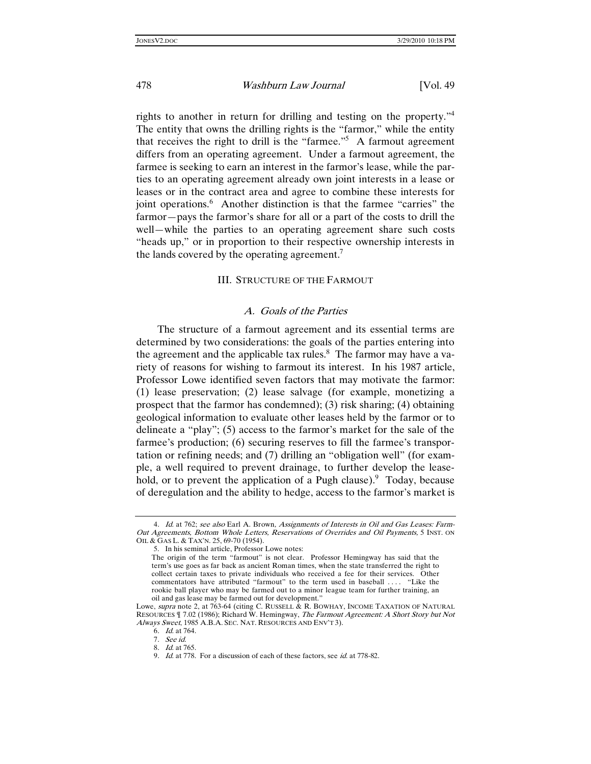rights to another in return for drilling and testing on the property."[4] The entity that owns the drilling rights is the "farmor," while the entity that receives the right to drill is the "farmee."[5] A farmout agreement differs from an operating agreement. Under a farmout agreement, the farmee is seeking to earn an interest in the farmor's lease, while the parties to an operating agreement already own joint interests in a lease or leases or in the contract area and agree to combine these interests for joint operations.[6] Another distinction is that the farmee "carries" the farmor—pays the farmor's share for all or a part of the costs to drill the well—while the parties to an operating agreement share such costs "heads up," or in proportion to their respective ownership interests in the lands covered by the operating agreement.[7]

## III. STRUCTURE OF THE FARMOUT

### *A. Goals of the Parties*

The structure of a farmout agreement and its essential terms are determined by two considerations: the goals of the parties entering into the agreement and the applicable tax rules.[8] The farmor may have a variety of reasons for wishing to farmout its interest. In his 1987 article, Professor Lowe identified seven factors that may motivate the farmor: (1) lease preservation; (2) lease salvage (for example, monetizing a prospect that the farmor has condemned); (3) risk sharing; (4) obtaining geological information to evaluate other leases held by the farmor or to delineate a "play"; (5) access to the farmor's market for the sale of the farmee's production; (6) securing reserves to fill the farmee's transportation or refining needs; and (7) drilling an "obligation well" (for example, a well required to prevent drainage, to further develop the leasehold, or to prevent the application of a Pugh clause).[9] Today, because of deregulation and the ability to hedge, access to the farmor's market is

---

4. *Id.* at 762; *see also* Earl A. Brown, *Assignments of Interests in Oil and Gas Leases: Farm-Out Agreements, Bottom Whole Letters, Reservations of Overrides and Oil Payments,* 5 INST. ON OIL & GAS L. & TAX'N. 25, 69-70 (1954).

5. In his seminal article, Professor Lowe notes:

> The origin of the term "farmout" is not clear. Professor Hemingway has said that the term's use goes as far back as ancient Roman times, when the state transferred the right to collect certain taxes to private individuals who received a fee for their services. Other commentators have attributed "farmout" to the term used in baseball . . . . "Like the rookie ball player who may be farmed out to a minor league team for further training, an oil and gas lease may be farmed out for development."

Lowe, *supra* note 2, at 763-64 (citing C. RUSSELL & R. BOWHAY, INCOME TAXATION OF NATURAL RESOURCES ¶ 7.02 (1986); Richard W. Hemingway, *The Farmout Agreement: A Short Story but Not Always Sweet*, 1985 A.B.A. SEC. NAT. RESOURCES AND ENV'T 3).

6. *Id.* at 764.

7. *See id.*

8. *Id.* at 765.

9. *Id.* at 778. For a discussion of each of these factors, see *id.* at 778-82.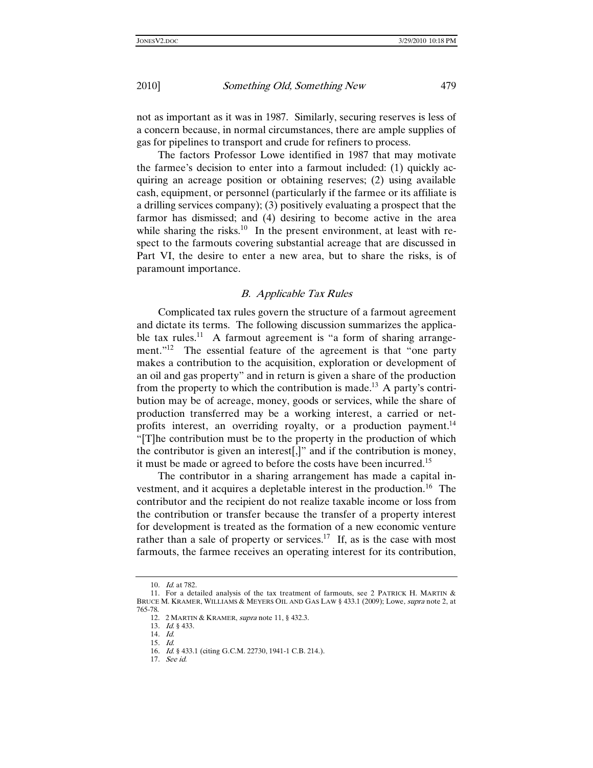not as important as it was in 1987. Similarly, securing reserves is less of a concern because, in normal circumstances, there are ample supplies of gas for pipelines to transport and crude for refiners to process.

The factors Professor Lowe identified in 1987 that may motivate the farmee's decision to enter into a farmout included: (1) quickly acquiring an acreage position or obtaining reserves; (2) using available cash, equipment, or personnel (particularly if the farmee or its affiliate is a drilling services company); (3) positively evaluating a prospect that the farmor has dismissed; and (4) desiring to become active in the area while sharing the risks.[10] In the present environment, at least with respect to the farmouts covering substantial acreage that are discussed in Part VI, the desire to enter a new area, but to share the risks, is of paramount importance.

### *B. Applicable Tax Rules*

Complicated tax rules govern the structure of a farmout agreement and dictate its terms. The following discussion summarizes the applicable tax rules.[11] A farmout agreement is "a form of sharing arrangement."[12] The essential feature of the agreement is that "one party makes a contribution to the acquisition, exploration or development of an oil and gas property" and in return is given a share of the production from the property to which the contribution is made.[13] A party's contribution may be of acreage, money, goods or services, while the share of production transferred may be a working interest, a carried or net-profits interest, an overriding royalty, or a production payment.[14] "[T]he contribution must be to the property in the production of which the contributor is given an interest[,]" and if the contribution is money, it must be made or agreed to before the costs have been incurred.[15]

The contributor in a sharing arrangement has made a capital investment, and it acquires a depletable interest in the production.[16] The contributor and the recipient do not realize taxable income or loss from the contribution or transfer because the transfer of a property interest for development is treated as the formation of a new economic venture rather than a sale of property or services.[17] If, as is the case with most farmouts, the farmee receives an operating interest for its contribution,

---

10. *Id.* at 782.

11. For a detailed analysis of the tax treatment of farmouts, see 2 PATRICK H. MARTIN & BRUCE M. KRAMER, WILLIAMS & MEYERS OIL AND GAS LAW § 433.1 (2009); Lowe, *supra* note 2, at 765-78.

12. 2 MARTIN & KRAMER, *supra* note 11, § 432.3.

13. *Id.* § 433.

14. *Id.*

15. *Id.*

16. *Id.* § 433.1 (citing G.C.M. 22730, 1941-1 C.B. 214.).

17. *See id.*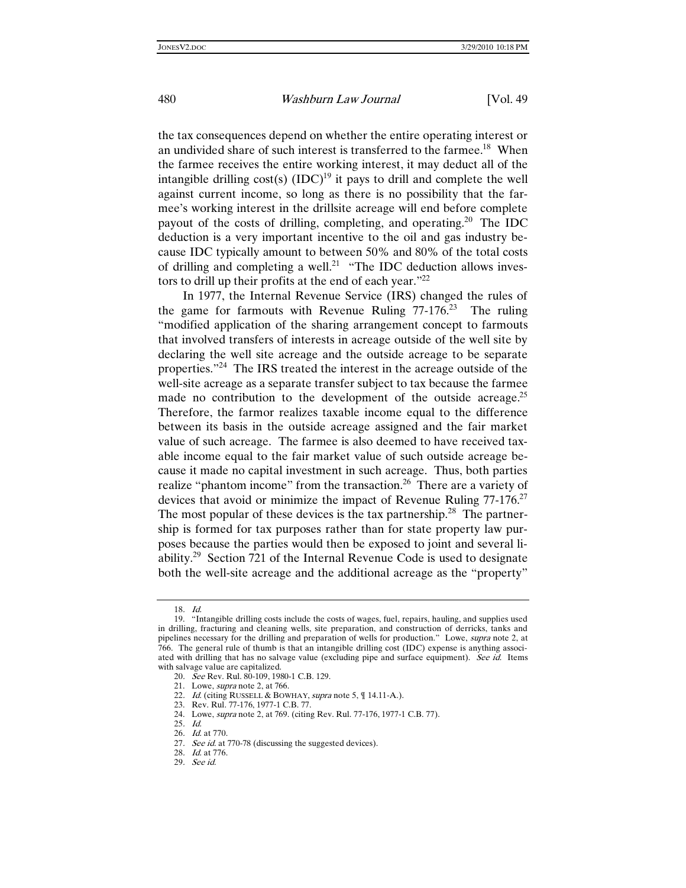the tax consequences depend on whether the entire operating interest or an undivided share of such interest is transferred to the farmee.[18] When the farmee receives the entire working interest, it may deduct all of the intangible drilling cost(s) (IDC)[19] it pays to drill and complete the well against current income, so long as there is no possibility that the farmee's working interest in the drillsite acreage will end before complete payout of the costs of drilling, completing, and operating.[20] The IDC deduction is a very important incentive to the oil and gas industry because IDC typically amount to between 50% and 80% of the total costs of drilling and completing a well.[21] "The IDC deduction allows investors to drill up their profits at the end of each year."[22]

In 1977, the Internal Revenue Service (IRS) changed the rules of the game for farmouts with Revenue Ruling 77-176.[23] The ruling "modified application of the sharing arrangement concept to farmouts that involved transfers of interests in acreage outside of the well site by declaring the well site acreage and the outside acreage to be separate properties."[24] The IRS treated the interest in the acreage outside of the well-site acreage as a separate transfer subject to tax because the farmee made no contribution to the development of the outside acreage.[25] Therefore, the farmor realizes taxable income equal to the difference between its basis in the outside acreage assigned and the fair market value of such acreage. The farmee is also deemed to have received taxable income equal to the fair market value of such outside acreage because it made no capital investment in such acreage. Thus, both parties realize "phantom income" from the transaction.[26] There are a variety of devices that avoid or minimize the impact of Revenue Ruling 77-176.[27] The most popular of these devices is the tax partnership.[28] The partnership is formed for tax purposes rather than for state property law purposes because the parties would then be exposed to joint and several liability.[29] Section 721 of the Internal Revenue Code is used to designate both the well-site acreage and the additional acreage as the "property"

---

18. *Id.*

19. "Intangible drilling costs include the costs of wages, fuel, repairs, hauling, and supplies used in drilling, fracturing and cleaning wells, site preparation, and construction of derricks, tanks and pipelines necessary for the drilling and preparation of wells for production." Lowe, *supra* note 2, at 766. The general rule of thumb is that an intangible drilling cost (IDC) expense is anything associated with drilling that has no salvage value (excluding pipe and surface equipment). *See id.* Items with salvage value are capitalized.

20. *See* Rev. Rul. 80-109, 1980-1 C.B. 129.

21. Lowe, *supra* note 2, at 766.

22. *Id.* (citing RUSSELL & BOWHAY, *supra* note 5, ¶ 14.11-A.).

23. Rev. Rul. 77-176, 1977-1 C.B. 77.

24. Lowe, *supra* note 2, at 769. (citing Rev. Rul. 77-176, 1977-1 C.B. 77).

25. *Id.*

26. *Id.* at 770.

27. *See id.* at 770-78 (discussing the suggested devices).

28. *Id.* at 776.

29. *See id.*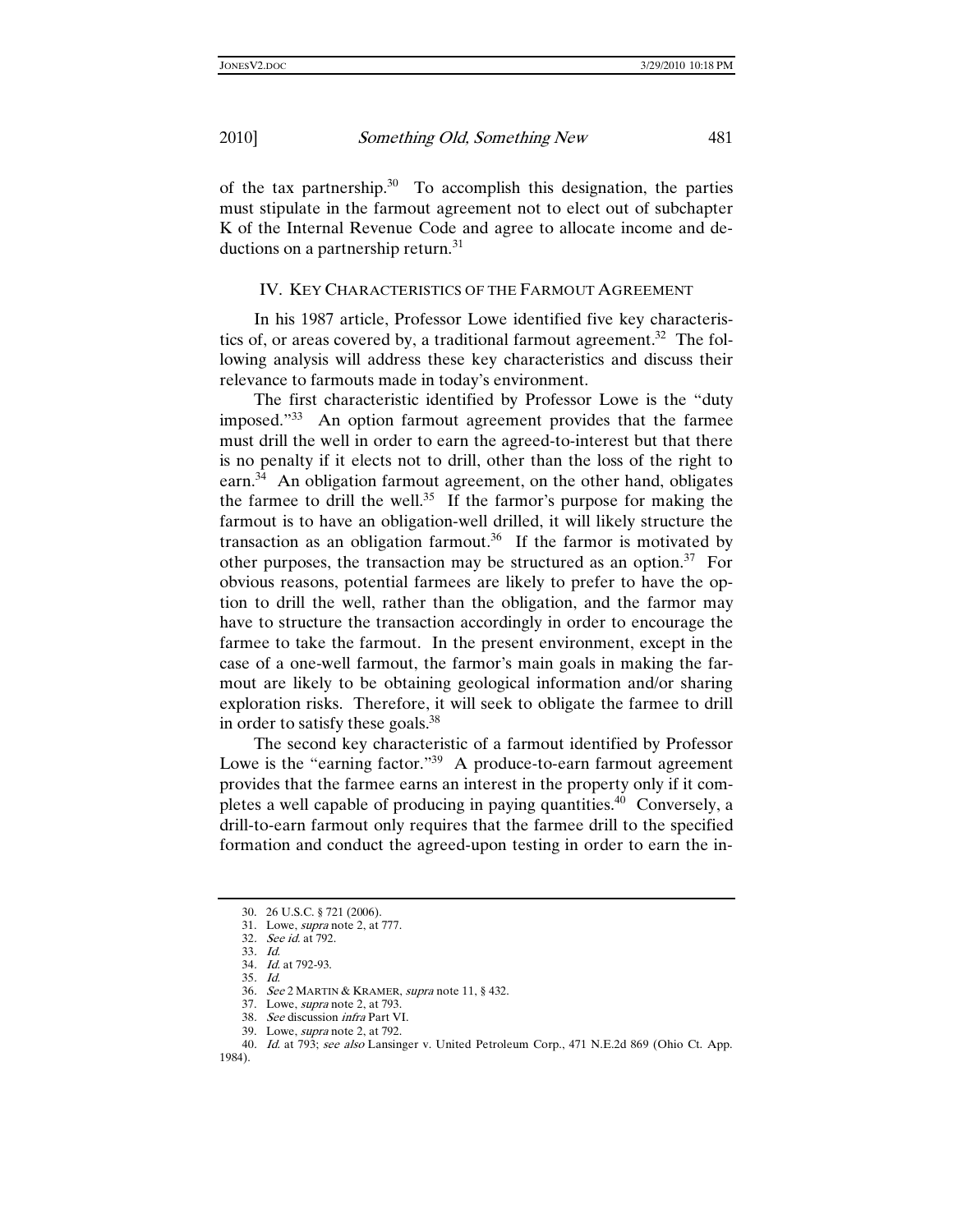of the tax partnership.[30] To accomplish this designation, the parties must stipulate in the farmout agreement not to elect out of subchapter K of the Internal Revenue Code and agree to allocate income and deductions on a partnership return.[31]

## IV. KEY CHARACTERISTICS OF THE FARMOUT AGREEMENT

In his 1987 article, Professor Lowe identified five key characteristics of, or areas covered by, a traditional farmout agreement.[32] The following analysis will address these key characteristics and discuss their relevance to farmouts made in today's environment.

The first characteristic identified by Professor Lowe is the "duty imposed."[33] An option farmout agreement provides that the farmee must drill the well in order to earn the agreed-to-interest but that there is no penalty if it elects not to drill, other than the loss of the right to earn.[34] An obligation farmout agreement, on the other hand, obligates the farmee to drill the well.[35] If the farmor's purpose for making the farmout is to have an obligation-well drilled, it will likely structure the transaction as an obligation farmout.[36] If the farmor is motivated by other purposes, the transaction may be structured as an option.[37] For obvious reasons, potential farmees are likely to prefer to have the option to drill the well, rather than the obligation, and the farmor may have to structure the transaction accordingly in order to encourage the farmee to take the farmout. In the present environment, except in the case of a one-well farmout, the farmor's main goals in making the farmout are likely to be obtaining geological information and/or sharing exploration risks. Therefore, it will seek to obligate the farmee to drill in order to satisfy these goals.[38]

The second key characteristic of a farmout identified by Professor Lowe is the "earning factor."[39] A produce-to-earn farmout agreement provides that the farmee earns an interest in the property only if it completes a well capable of producing in paying quantities.[40] Conversely, a drill-to-earn farmout only requires that the farmee drill to the specified formation and conduct the agreed-upon testing in order to earn the in-

30. 26 U.S.C. § 721 (2006).
31. Lowe, *supra* note 2, at 777.
32. *See id.* at 792.
33. *Id.*
34. *Id.* at 792-93.
35. *Id.*
36. *See* 2 MARTIN & KRAMER, *supra* note 11, § 432.
37. Lowe, *supra* note 2, at 793.
38. *See* discussion *infra* Part VI.
39. Lowe, *supra* note 2, at 792.
40. *Id.* at 793; *see also* Lansinger v. United Petroleum Corp., 471 N.E.2d 869 (Ohio Ct. App. 1984).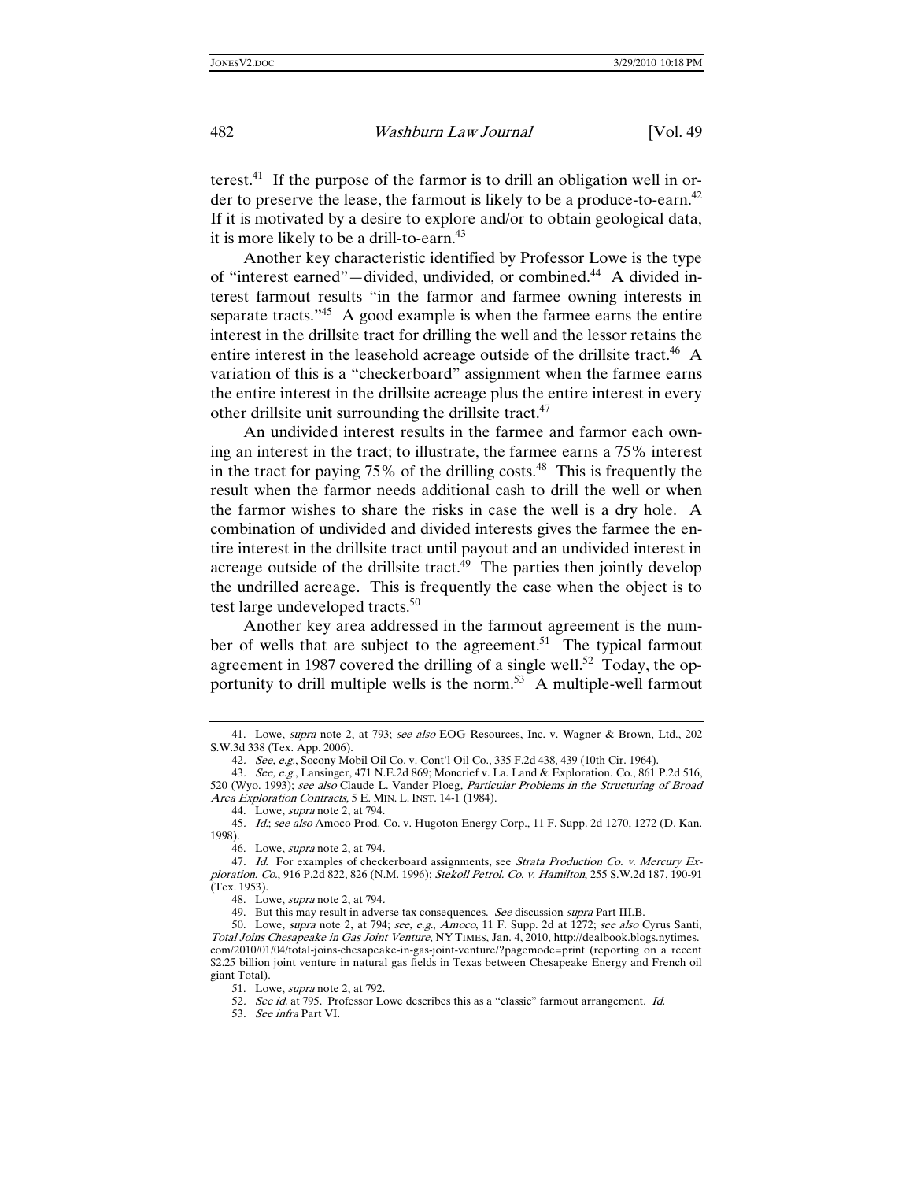terest.[41] If the purpose of the farmor is to drill an obligation well in order to preserve the lease, the farmout is likely to be a produce-to-earn.[42] If it is motivated by a desire to explore and/or to obtain geological data, it is more likely to be a drill-to-earn.[43]

Another key characteristic identified by Professor Lowe is the type of "interest earned"—divided, undivided, or combined.[44] A divided interest farmout results "in the farmor and farmee owning interests in separate tracts."[45] A good example is when the farmee earns the entire interest in the drillsite tract for drilling the well and the lessor retains the entire interest in the leasehold acreage outside of the drillsite tract.[46] A variation of this is a "checkerboard" assignment when the farmee earns the entire interest in the drillsite acreage plus the entire interest in every other drillsite unit surrounding the drillsite tract.[47]

An undivided interest results in the farmee and farmor each owning an interest in the tract; to illustrate, the farmee earns a 75% interest in the tract for paying 75% of the drilling costs.[48] This is frequently the result when the farmor needs additional cash to drill the well or when the farmor wishes to share the risks in case the well is a dry hole. A combination of undivided and divided interests gives the farmee the entire interest in the drillsite tract until payout and an undivided interest in acreage outside of the drillsite tract.[49] The parties then jointly develop the undrilled acreage. This is frequently the case when the object is to test large undeveloped tracts.[50]

Another key area addressed in the farmout agreement is the number of wells that are subject to the agreement.[51] The typical farmout agreement in 1987 covered the drilling of a single well.[52] Today, the opportunity to drill multiple wells is the norm.[53] A multiple-well farmout

---

41. Lowe, *supra* note 2, at 793; *see also* EOG Resources, Inc. v. Wagner & Brown, Ltd., 202 S.W.3d 338 (Tex. App. 2006).

42. *See, e.g.*, Socony Mobil Oil Co. v. Cont'l Oil Co., 335 F.2d 438, 439 (10th Cir. 1964).

43. *See, e.g.*, Lansinger, 471 N.E.2d 869; Moncrief v. La. Land & Exploration. Co., 861 P.2d 516, 520 (Wyo. 1993); *see also* Claude L. Vander Ploeg, *Particular Problems in the Structuring of Broad Area Exploration Contracts*, 5 E. MIN. L. INST. 14-1 (1984).

44. Lowe, *supra* note 2, at 794.

45. *Id.*; *see also* Amoco Prod. Co. v. Hugoton Energy Corp., 11 F. Supp. 2d 1270, 1272 (D. Kan. 1998).

46. Lowe, *supra* note 2, at 794.

47. *Id.* For examples of checkerboard assignments, see *Strata Production Co. v. Mercury Exploration. Co.*, 916 P.2d 822, 826 (N.M. 1996); *Stekoll Petrol. Co. v. Hamilton*, 255 S.W.2d 187, 190-91 (Tex. 1953).

48. Lowe, *supra* note 2, at 794.

49. But this may result in adverse tax consequences. *See* discussion *supra* Part III.B.

50. Lowe, *supra* note 2, at 794; *see, e.g.*, *Amoco*, 11 F. Supp. 2d at 1272; *see also* Cyrus Santi, *Total Joins Chesapeake in Gas Joint Venture*, NY TIMES, Jan. 4, 2010, http://dealbook.blogs.nytimes.com/2010/01/04/total-joins-chesapeake-in-gas-joint-venture/?pagemode=print (reporting on a recent $2.25 billion joint venture in natural gas fields in Texas between Chesapeake Energy and French oil giant Total).

51. Lowe, *supra* note 2, at 792.

52. *See id.* at 795. Professor Lowe describes this as a "classic" farmout arrangement. *Id.*

53. *See infra* Part VI.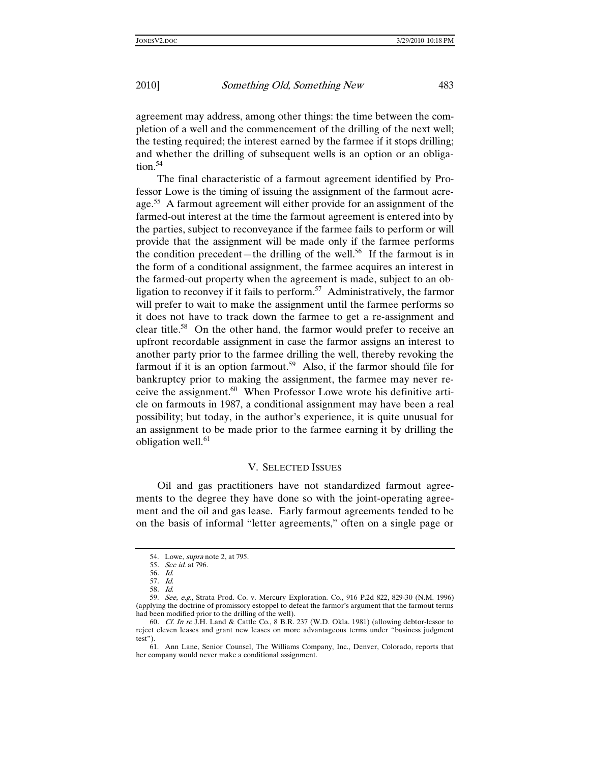agreement may address, among other things: the time between the completion of a well and the commencement of the drilling of the next well; the testing required; the interest earned by the farmee if it stops drilling; and whether the drilling of subsequent wells is an option or an obligation.[54]

The final characteristic of a farmout agreement identified by Professor Lowe is the timing of issuing the assignment of the farmout acreage.[55] A farmout agreement will either provide for an assignment of the farmed-out interest at the time the farmout agreement is entered into by the parties, subject to reconveyance if the farmee fails to perform or will provide that the assignment will be made only if the farmee performs the condition precedent—the drilling of the well.[56] If the farmout is in the form of a conditional assignment, the farmee acquires an interest in the farmed-out property when the agreement is made, subject to an obligation to reconvey if it fails to perform.[57] Administratively, the farmor will prefer to wait to make the assignment until the farmee performs so it does not have to track down the farmee to get a re-assignment and clear title.[58] On the other hand, the farmor would prefer to receive an upfront recordable assignment in case the farmor assigns an interest to another party prior to the farmee drilling the well, thereby revoking the farmout if it is an option farmout.[59] Also, if the farmor should file for bankruptcy prior to making the assignment, the farmee may never receive the assignment.[60] When Professor Lowe wrote his definitive article on farmouts in 1987, a conditional assignment may have been a real possibility; but today, in the author's experience, it is quite unusual for an assignment to be made prior to the farmee earning it by drilling the obligation well.[61]

## V. SELECTED ISSUES

Oil and gas practitioners have not standardized farmout agreements to the degree they have done so with the joint-operating agreement and the oil and gas lease. Early farmout agreements tended to be on the basis of informal "letter agreements," often on a single page or

---

54. Lowe, *supra* note 2, at 795.

55. *See id.* at 796.

56. *Id.*

57. *Id.*

58. *Id.*

59. *See, e.g.*, Strata Prod. Co. v. Mercury Exploration. Co., 916 P.2d 822, 829-30 (N.M. 1996) (applying the doctrine of promissory estoppel to defeat the farmor's argument that the farmout terms had been modified prior to the drilling of the well).

60. *Cf. In re* J.H. Land & Cattle Co., 8 B.R. 237 (W.D. Okla. 1981) (allowing debtor-lessor to reject eleven leases and grant new leases on more advantageous terms under "business judgment test").

61. Ann Lane, Senior Counsel, The Williams Company, Inc., Denver, Colorado, reports that her company would never make a conditional assignment.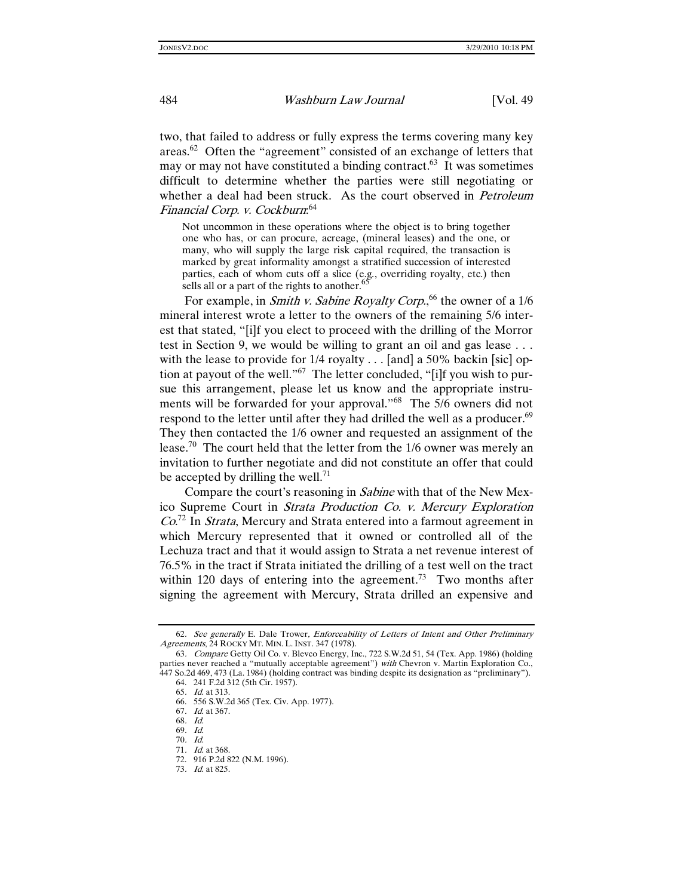two, that failed to address or fully express the terms covering many key areas.[62] Often the "agreement" consisted of an exchange of letters that may or may not have constituted a binding contract.[63] It was sometimes difficult to determine whether the parties were still negotiating or whether a deal had been struck. As the court observed in *Petroleum Financial Corp. v. Cockburn*:[64]

> Not uncommon in these operations where the object is to bring together one who has, or can procure, acreage, (mineral leases) and the one, or many, who will supply the large risk capital required, the transaction is marked by great informality amongst a stratified succession of interested parties, each of whom cuts off a slice (e.g., overriding royalty, etc.) then sells all or a part of the rights to another.[65]

For example, in *Smith v. Sabine Royalty Corp.*,[66] the owner of a 1/6 mineral interest wrote a letter to the owners of the remaining 5/6 interest that stated, "[i]f you elect to proceed with the drilling of the Morror test in Section 9, we would be willing to grant an oil and gas lease . . . with the lease to provide for 1/4 royalty . . . [and] a 50% backin [sic] option at payout of the well."[67] The letter concluded, "[i]f you wish to pursue this arrangement, please let us know and the appropriate instruments will be forwarded for your approval."[68] The 5/6 owners did not respond to the letter until after they had drilled the well as a producer.[69] They then contacted the 1/6 owner and requested an assignment of the lease.[70] The court held that the letter from the 1/6 owner was merely an invitation to further negotiate and did not constitute an offer that could be accepted by drilling the well.[71]

Compare the court's reasoning in *Sabine* with that of the New Mexico Supreme Court in *Strata Production Co. v. Mercury Exploration Co.*[72] In *Strata*, Mercury and Strata entered into a farmout agreement in which Mercury represented that it owned or controlled all of the Lechuza tract and that it would assign to Strata a net revenue interest of 76.5% in the tract if Strata initiated the drilling of a test well on the tract within 120 days of entering into the agreement.[73] Two months after signing the agreement with Mercury, Strata drilled an expensive and

---

62. *See generally* E. Dale Trower, *Enforceability of Letters of Intent and Other Preliminary Agreements*, 24 ROCKY MT. MIN. L. INST. 347 (1978).

63. *Compare* Getty Oil Co. v. Blevco Energy, Inc., 722 S.W.2d 51, 54 (Tex. App. 1986) (holding parties never reached a "mutually acceptable agreement") *with* Chevron v. Martin Exploration Co., 447 So.2d 469, 473 (La. 1984) (holding contract was binding despite its designation as "preliminary").

64. 241 F.2d 312 (5th Cir. 1957).

65. *Id.* at 313.

66. 556 S.W.2d 365 (Tex. Civ. App. 1977).

67. *Id.* at 367.

68. *Id.*

69. *Id.*

70. *Id.*

71. *Id.* at 368.

72. 916 P.2d 822 (N.M. 1996).

73. *Id.* at 825.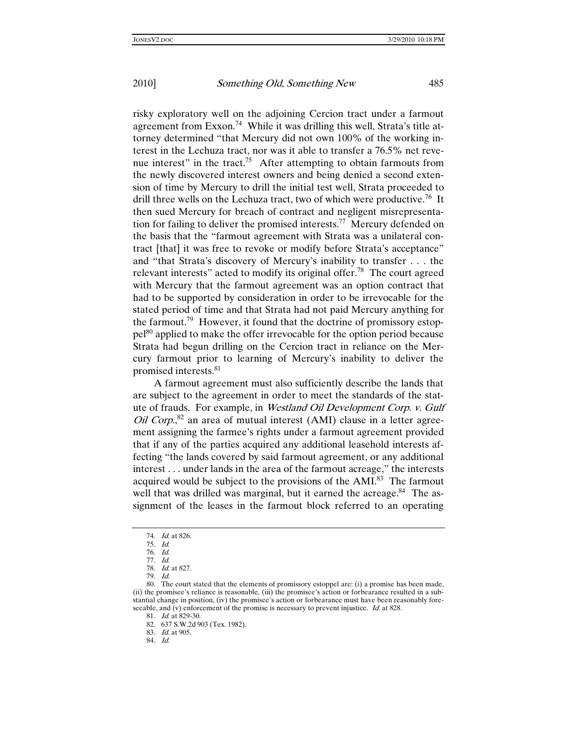risky exploratory well on the adjoining Cercion tract under a farmout agreement from Exxon.[74] While it was drilling this well, Strata's title attorney determined "that Mercury did not own 100% of the working interest in the Lechuza tract, nor was it able to transfer a 76.5% net revenue interest" in the tract.[75] After attempting to obtain farmouts from the newly discovered interest owners and being denied a second extension of time by Mercury to drill the initial test well, Strata proceeded to drill three wells on the Lechuza tract, two of which were productive.[76] It then sued Mercury for breach of contract and negligent misrepresentation for failing to deliver the promised interests.[77] Mercury defended on the basis that the "farmout agreement with Strata was a unilateral contract [that] it was free to revoke or modify before Strata's acceptance" and "that Strata's discovery of Mercury's inability to transfer . . . the relevant interests" acted to modify its original offer.[78] The court agreed with Mercury that the farmout agreement was an option contract that had to be supported by consideration in order to be irrevocable for the stated period of time and that Strata had not paid Mercury anything for the farmout.[79] However, it found that the doctrine of promissory estoppel[80] applied to make the offer irrevocable for the option period because Strata had begun drilling on the Cercion tract in reliance on the Mercury farmout prior to learning of Mercury's inability to deliver the promised interests.[81]

A farmout agreement must also sufficiently describe the lands that are subject to the agreement in order to meet the standards of the statute of frauds. For example, in *Westland Oil Development Corp. v. Gulf Oil Corp.*,[82] an area of mutual interest (AMI) clause in a letter agreement assigning the farmee's rights under a farmout agreement provided that if any of the parties acquired any additional leasehold interests affecting "the lands covered by said farmout agreement, or any additional interest . . . under lands in the area of the farmout acreage," the interests acquired would be subject to the provisions of the AMI.[83] The farmout well that was drilled was marginal, but it earned the acreage.[84] The assignment of the leases in the farmout block referred to an operating

---

74. *Id.* at 826.

75. *Id.*

76. *Id.*

77. *Id.*

78. *Id.* at 827.

79. *Id.*

80. The court stated that the elements of promissory estoppel are: (i) a promise has been made, (ii) the promisee's reliance is reasonable, (iii) the promisee's action or forbearance resulted in a substantial change in position, (iv) the promisee's action or forbearance must have been reasonably foreseeable, and (v) enforcement of the promise is necessary to prevent injustice. *Id.* at 828.

81. *Id.* at 829-30.

82. 637 S.W.2d 903 (Tex. 1982).

83. *Id.* at 905.

84. *Id.*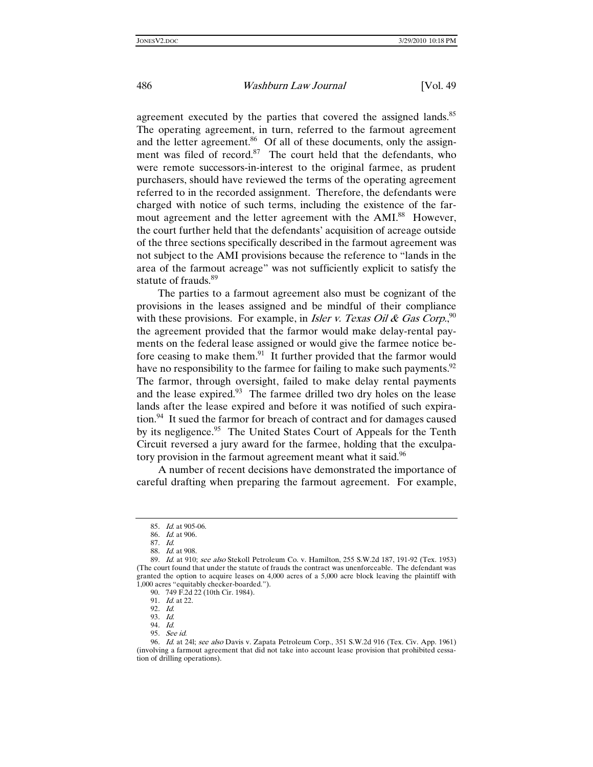agreement executed by the parties that covered the assigned lands.[85] The operating agreement, in turn, referred to the farmout agreement and the letter agreement.[86] Of all of these documents, only the assignment was filed of record.[87] The court held that the defendants, who were remote successors-in-interest to the original farmee, as prudent purchasers, should have reviewed the terms of the operating agreement referred to in the recorded assignment. Therefore, the defendants were charged with notice of such terms, including the existence of the farmout agreement and the letter agreement with the AMI.[88] However, the court further held that the defendants' acquisition of acreage outside of the three sections specifically described in the farmout agreement was not subject to the AMI provisions because the reference to "lands in the area of the farmout acreage" was not sufficiently explicit to satisfy the statute of frauds.[89]

The parties to a farmout agreement also must be cognizant of the provisions in the leases assigned and be mindful of their compliance with these provisions. For example, in *Isler v. Texas Oil & Gas Corp.*,[90] the agreement provided that the farmor would make delay-rental payments on the federal lease assigned or would give the farmee notice before ceasing to make them.[91] It further provided that the farmor would have no responsibility to the farmee for failing to make such payments.[92] The farmor, through oversight, failed to make delay rental payments and the lease expired.[93] The farmee drilled two dry holes on the lease lands after the lease expired and before it was notified of such expiration.[94] It sued the farmor for breach of contract and for damages caused by its negligence.[95] The United States Court of Appeals for the Tenth Circuit reversed a jury award for the farmee, holding that the exculpatory provision in the farmout agreement meant what it said.[96]

A number of recent decisions have demonstrated the importance of careful drafting when preparing the farmout agreement. For example,

---

85. *Id.* at 905-06.

86. *Id.* at 906.

87. *Id.*

88. *Id.* at 908.

89. *Id.* at 910; *see also* Stekoll Petroleum Co. v. Hamilton, 255 S.W.2d 187, 191-92 (Tex. 1953) (The court found that under the statute of frauds the contract was unenforceable. The defendant was granted the option to acquire leases on 4,000 acres of a 5,000 acre block leaving the plaintiff with 1,000 acres "equitably checker-boarded.").

90. 749 F.2d 22 (10th Cir. 1984).

91. *Id.* at 22.

92. *Id.*

93. *Id.*

94. *Id.*

95. *See id.*

96. *Id.* at 24l; *see also* Davis v. Zapata Petroleum Corp., 351 S.W.2d 916 (Tex. Civ. App. 1961) (involving a farmout agreement that did not take into account lease provision that prohibited cessation of drilling operations).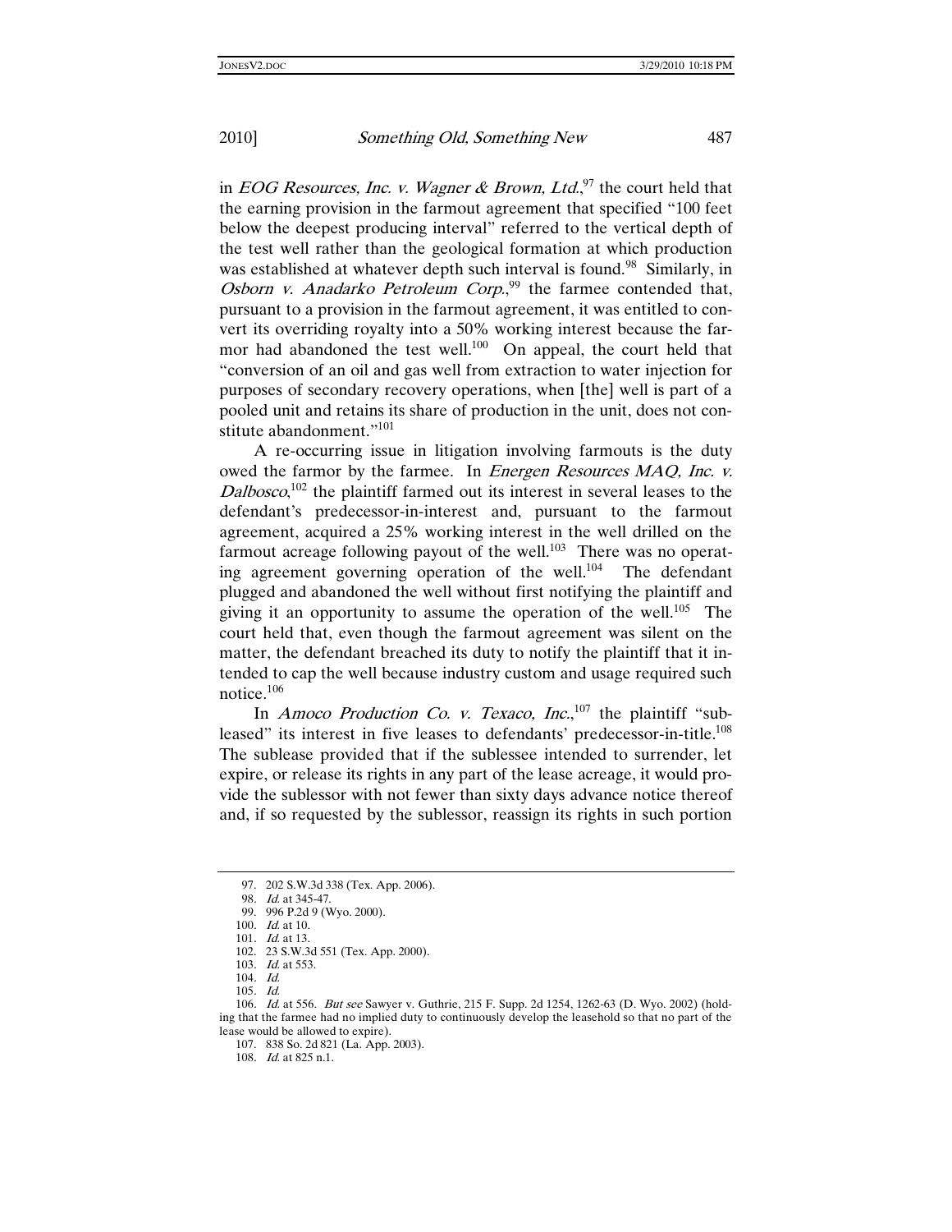in *EOG Resources, Inc. v. Wagner & Brown, Ltd.*,[97] the court held that the earning provision in the farmout agreement that specified "100 feet below the deepest producing interval" referred to the vertical depth of the test well rather than the geological formation at which production was established at whatever depth such interval is found.[98] Similarly, in *Osborn v. Anadarko Petroleum Corp.*,[99] the farmee contended that, pursuant to a provision in the farmout agreement, it was entitled to convert its overriding royalty into a 50% working interest because the farmor had abandoned the test well.[100] On appeal, the court held that "conversion of an oil and gas well from extraction to water injection for purposes of secondary recovery operations, when [the] well is part of a pooled unit and retains its share of production in the unit, does not constitute abandonment."[101]

A re-occurring issue in litigation involving farmouts is the duty owed the farmor by the farmee. In *Energen Resources MAQ, Inc. v. Dalbosco*,[102] the plaintiff farmed out its interest in several leases to the defendant's predecessor-in-interest and, pursuant to the farmout agreement, acquired a 25% working interest in the well drilled on the farmout acreage following payout of the well.[103] There was no operating agreement governing operation of the well.[104] The defendant plugged and abandoned the well without first notifying the plaintiff and giving it an opportunity to assume the operation of the well.[105] The court held that, even though the farmout agreement was silent on the matter, the defendant breached its duty to notify the plaintiff that it intended to cap the well because industry custom and usage required such notice.[106]

In *Amoco Production Co. v. Texaco, Inc.*,[107] the plaintiff "subleased" its interest in five leases to defendants' predecessor-in-title.[108] The sublease provided that if the sublessee intended to surrender, let expire, or release its rights in any part of the lease acreage, it would provide the sublessor with not fewer than sixty days advance notice thereof and, if so requested by the sublessor, reassign its rights in such portion

---

97. 202 S.W.3d 338 (Tex. App. 2006).

98. *Id.* at 345-47.

99. 996 P.2d 9 (Wyo. 2000).

100. *Id.* at 10.

101. *Id.* at 13.

102. 23 S.W.3d 551 (Tex. App. 2000).

103. *Id.* at 553.

104. *Id.*

105. *Id.*

106. *Id.* at 556. *But see* Sawyer v. Guthrie, 215 F. Supp. 2d 1254, 1262-63 (D. Wyo. 2002) (holding that the farmee had no implied duty to continuously develop the leasehold so that no part of the lease would be allowed to expire).

107. 838 So. 2d 821 (La. App. 2003).

108. *Id.* at 825 n.1.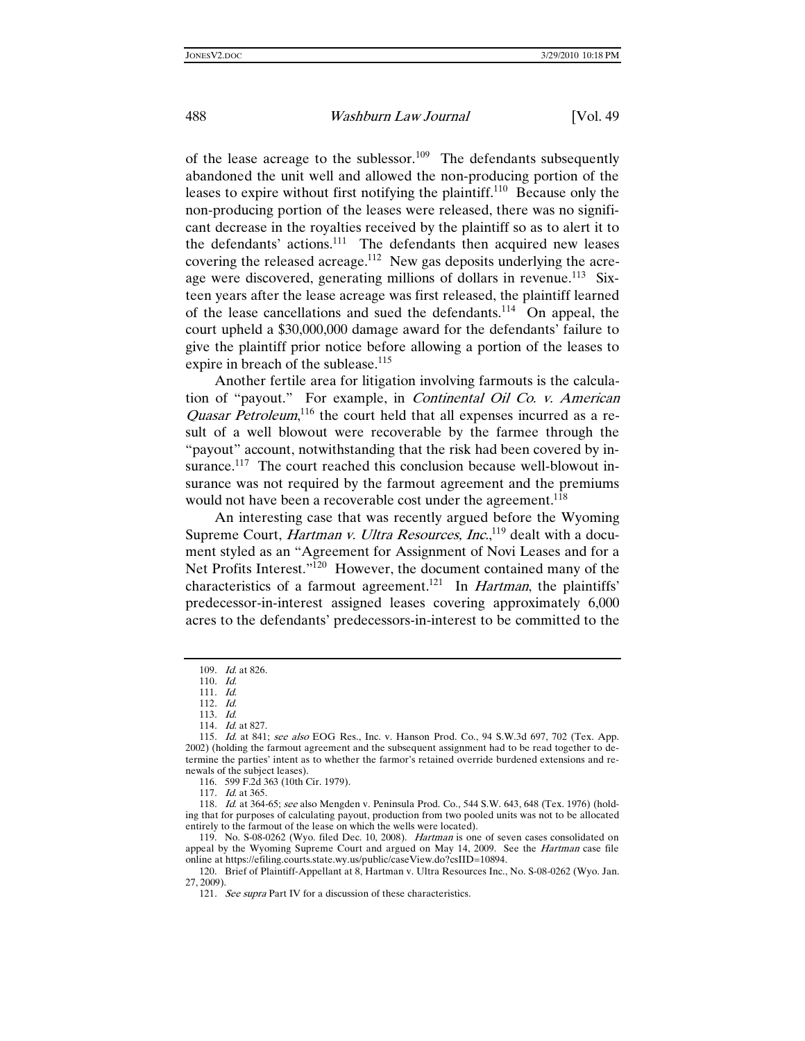of the lease acreage to the sublessor.[109] The defendants subsequently abandoned the unit well and allowed the non-producing portion of the leases to expire without first notifying the plaintiff.[110] Because only the non-producing portion of the leases were released, there was no significant decrease in the royalties received by the plaintiff so as to alert it to the defendants' actions.[111] The defendants then acquired new leases covering the released acreage.[112] New gas deposits underlying the acreage were discovered, generating millions of dollars in revenue.[113] Sixteen years after the lease acreage was first released, the plaintiff learned of the lease cancellations and sued the defendants.[114] On appeal, the court upheld a $30,000,000 damage award for the defendants' failure to give the plaintiff prior notice before allowing a portion of the leases to expire in breach of the sublease.[115]

Another fertile area for litigation involving farmouts is the calculation of "payout." For example, in *Continental Oil Co. v. American Quasar Petroleum*,[116] the court held that all expenses incurred as a result of a well blowout were recoverable by the farmee through the "payout" account, notwithstanding that the risk had been covered by insurance.[117] The court reached this conclusion because well-blowout insurance was not required by the farmout agreement and the premiums would not have been a recoverable cost under the agreement.[118]

An interesting case that was recently argued before the Wyoming Supreme Court, *Hartman v. Ultra Resources, Inc.*,[119] dealt with a document styled as an "Agreement for Assignment of Novi Leases and for a Net Profits Interest."[120] However, the document contained many of the characteristics of a farmout agreement.[121] In *Hartman*, the plaintiffs' predecessor-in-interest assigned leases covering approximately 6,000 acres to the defendants' predecessors-in-interest to be committed to the

---

109. *Id.* at 826.

110. *Id.*

111. *Id.*

112. *Id.*

113. *Id.*

114. *Id.* at 827.

115. *Id.* at 841; *see also* EOG Res., Inc. v. Hanson Prod. Co., 94 S.W.3d 697, 702 (Tex. App. 2002) (holding the farmout agreement and the subsequent assignment had to be read together to determine the parties' intent as to whether the farmor's retained override burdened extensions and renewals of the subject leases).

116. 599 F.2d 363 (10th Cir. 1979).

117. *Id.* at 365.

118. *Id.* at 364-65; *see* also Mengden v. Peninsula Prod. Co., 544 S.W. 643, 648 (Tex. 1976) (holding that for purposes of calculating payout, production from two pooled units was not to be allocated entirely to the farmout of the lease on which the wells were located).

119. No. S-08-0262 (Wyo. filed Dec. 10, 2008). *Hartman* is one of seven cases consolidated on appeal by the Wyoming Supreme Court and argued on May 14, 2009. See the *Hartman* case file online at https://efiling.courts.state.wy.us/public/caseView.do?csIID=10894.

120. Brief of Plaintiff-Appellant at 8, Hartman v. Ultra Resources Inc., No. S-08-0262 (Wyo. Jan. 27, 2009).

121. *See supra* Part IV for a discussion of these characteristics.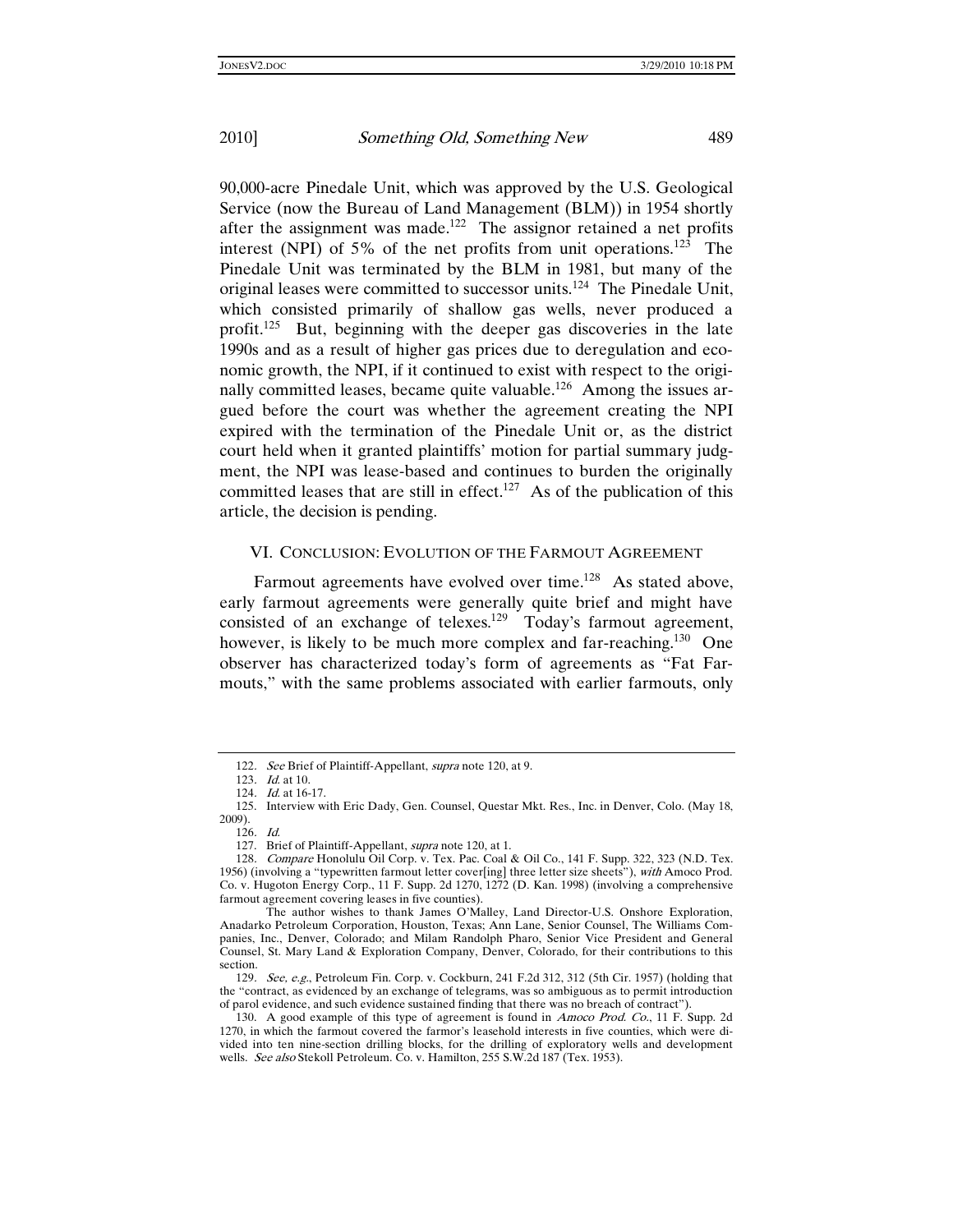90,000-acre Pinedale Unit, which was approved by the U.S. Geological Service (now the Bureau of Land Management (BLM)) in 1954 shortly after the assignment was made.[122] The assignor retained a net profits interest (NPI) of 5% of the net profits from unit operations.[123] The Pinedale Unit was terminated by the BLM in 1981, but many of the original leases were committed to successor units.[124] The Pinedale Unit, which consisted primarily of shallow gas wells, never produced a profit.[125] But, beginning with the deeper gas discoveries in the late 1990s and as a result of higher gas prices due to deregulation and economic growth, the NPI, if it continued to exist with respect to the originally committed leases, became quite valuable.[126] Among the issues argued before the court was whether the agreement creating the NPI expired with the termination of the Pinedale Unit or, as the district court held when it granted plaintiffs' motion for partial summary judgment, the NPI was lease-based and continues to burden the originally committed leases that are still in effect.[127] As of the publication of this article, the decision is pending.

## VI. Conclusion: Evolution of the Farmout Agreement

Farmout agreements have evolved over time.[128] As stated above, early farmout agreements were generally quite brief and might have consisted of an exchange of telexes.[129] Today's farmout agreement, however, is likely to be much more complex and far-reaching.[130] One observer has characterized today's form of agreements as "Fat Farmouts," with the same problems associated with earlier farmouts, only

---

122. *See* Brief of Plaintiff-Appellant, *supra* note 120, at 9.

123. *Id.* at 10.

124. *Id.* at 16-17.

125. Interview with Eric Dady, Gen. Counsel, Questar Mkt. Res., Inc. in Denver, Colo. (May 18, 2009).

126. *Id.*

127. Brief of Plaintiff-Appellant, *supra* note 120, at 1.

128. *Compare* Honolulu Oil Corp. v. Tex. Pac. Coal & Oil Co., 141 F. Supp. 322, 323 (N.D. Tex. 1956) (involving a "typewritten farmout letter cover[ing] three letter size sheets"), *with* Amoco Prod. Co. v. Hugoton Energy Corp., 11 F. Supp. 2d 1270, 1272 (D. Kan. 1998) (involving a comprehensive farmout agreement covering leases in five counties).

The author wishes to thank James O'Malley, Land Director-U.S. Onshore Exploration, Anadarko Petroleum Corporation, Houston, Texas; Ann Lane, Senior Counsel, The Williams Companies, Inc., Denver, Colorado; and Milam Randolph Pharo, Senior Vice President and General Counsel, St. Mary Land & Exploration Company, Denver, Colorado, for their contributions to this section.

129. *See, e.g.*, Petroleum Fin. Corp. v. Cockburn, 241 F.2d 312, 312 (5th Cir. 1957) (holding that the "contract, as evidenced by an exchange of telegrams, was so ambiguous as to permit introduction of parol evidence, and such evidence sustained finding that there was no breach of contract").

130. A good example of this type of agreement is found in *Amoco Prod. Co.*, 11 F. Supp. 2d 1270, in which the farmout covered the farmor's leasehold interests in five counties, which were divided into ten nine-section drilling blocks, for the drilling of exploratory wells and development wells. *See also* Stekoll Petroleum. Co. v. Hamilton, 255 S.W.2d 187 (Tex. 1953).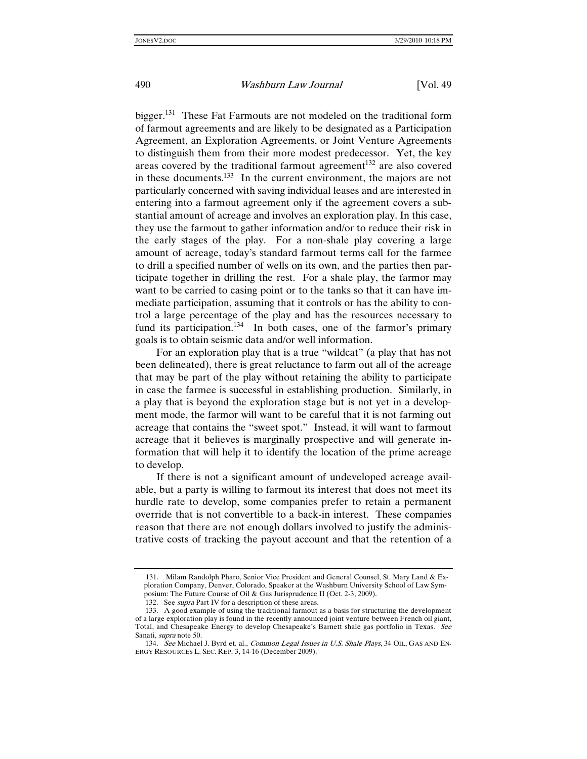bigger.[131] These Fat Farmouts are not modeled on the traditional form of farmout agreements and are likely to be designated as a Participation Agreement, an Exploration Agreements, or Joint Venture Agreements to distinguish them from their more modest predecessor. Yet, the key areas covered by the traditional farmout agreement[132] are also covered in these documents.[133] In the current environment, the majors are not particularly concerned with saving individual leases and are interested in entering into a farmout agreement only if the agreement covers a substantial amount of acreage and involves an exploration play. In this case, they use the farmout to gather information and/or to reduce their risk in the early stages of the play. For a non-shale play covering a large amount of acreage, today's standard farmout terms call for the farmee to drill a specified number of wells on its own, and the parties then participate together in drilling the rest. For a shale play, the farmor may want to be carried to casing point or to the tanks so that it can have immediate participation, assuming that it controls or has the ability to control a large percentage of the play and has the resources necessary to fund its participation.[134] In both cases, one of the farmor's primary goals is to obtain seismic data and/or well information.

For an exploration play that is a true "wildcat" (a play that has not been delineated), there is great reluctance to farm out all of the acreage that may be part of the play without retaining the ability to participate in case the farmee is successful in establishing production. Similarly, in a play that is beyond the exploration stage but is not yet in a development mode, the farmor will want to be careful that it is not farming out acreage that contains the "sweet spot." Instead, it will want to farmout acreage that it believes is marginally prospective and will generate information that will help it to identify the location of the prime acreage to develop.

If there is not a significant amount of undeveloped acreage available, but a party is willing to farmout its interest that does not meet its hurdle rate to develop, some companies prefer to retain a permanent override that is not convertible to a back-in interest. These companies reason that there are not enough dollars involved to justify the administrative costs of tracking the payout account and that the retention of a

---

131. Milam Randolph Pharo, Senior Vice President and General Counsel, St. Mary Land & Exploration Company, Denver, Colorado, Speaker at the Washburn University School of Law Symposium: The Future Course of Oil & Gas Jurisprudence II (Oct. 2-3, 2009).

132. See *supra* Part IV for a description of these areas.

133. A good example of using the traditional farmout as a basis for structuring the development of a large exploration play is found in the recently announced joint venture between French oil giant, Total, and Chesapeake Energy to develop Chesapeake's Barnett shale gas portfolio in Texas. *See* Sanati, *supra* note 50.

134. *See* Michael J. Byrd et. al., *Common Legal Issues in U.S. Shale Plays*, 34 OIL, GAS AND ENERGY RESOURCES L. SEC. REP. 3, 14-16 (December 2009).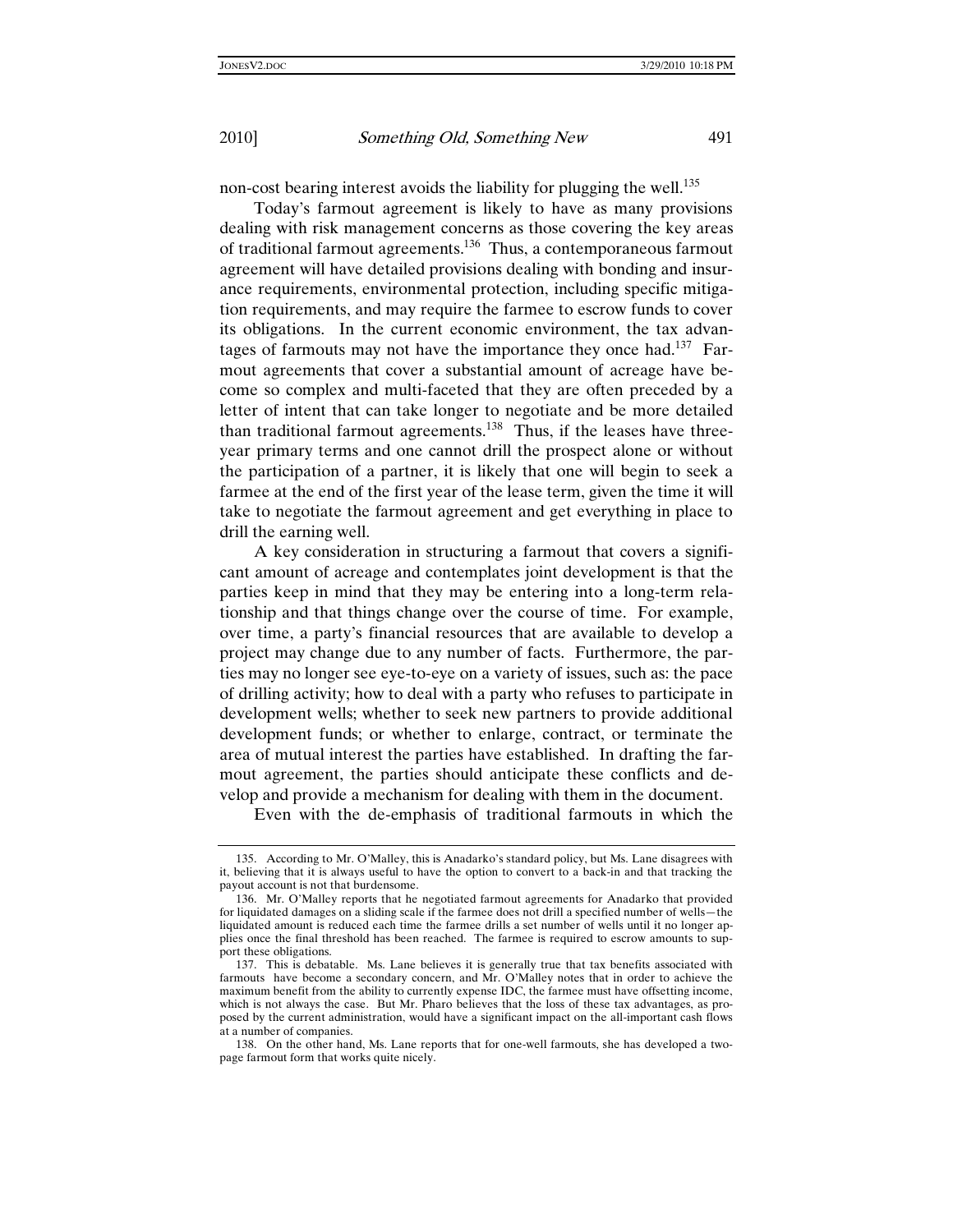non-cost bearing interest avoids the liability for plugging the well.[135]

Today's farmout agreement is likely to have as many provisions dealing with risk management concerns as those covering the key areas of traditional farmout agreements.[136] Thus, a contemporaneous farmout agreement will have detailed provisions dealing with bonding and insurance requirements, environmental protection, including specific mitigation requirements, and may require the farmee to escrow funds to cover its obligations. In the current economic environment, the tax advantages of farmouts may not have the importance they once had.[137] Farmout agreements that cover a substantial amount of acreage have become so complex and multi-faceted that they are often preceded by a letter of intent that can take longer to negotiate and be more detailed than traditional farmout agreements.[138] Thus, if the leases have three-year primary terms and one cannot drill the prospect alone or without the participation of a partner, it is likely that one will begin to seek a farmee at the end of the first year of the lease term, given the time it will take to negotiate the farmout agreement and get everything in place to drill the earning well.

A key consideration in structuring a farmout that covers a significant amount of acreage and contemplates joint development is that the parties keep in mind that they may be entering into a long-term relationship and that things change over the course of time. For example, over time, a party's financial resources that are available to develop a project may change due to any number of facts. Furthermore, the parties may no longer see eye-to-eye on a variety of issues, such as: the pace of drilling activity; how to deal with a party who refuses to participate in development wells; whether to seek new partners to provide additional development funds; or whether to enlarge, contract, or terminate the area of mutual interest the parties have established. In drafting the farmout agreement, the parties should anticipate these conflicts and develop and provide a mechanism for dealing with them in the document.

Even with the de-emphasis of traditional farmouts in which the

---

135. According to Mr. O'Malley, this is Anadarko's standard policy, but Ms. Lane disagrees with it, believing that it is always useful to have the option to convert to a back-in and that tracking the payout account is not that burdensome.

136. Mr. O'Malley reports that he negotiated farmout agreements for Anadarko that provided for liquidated damages on a sliding scale if the farmee does not drill a specified number of wells—the liquidated amount is reduced each time the farmee drills a set number of wells until it no longer applies once the final threshold has been reached. The farmee is required to escrow amounts to support these obligations.

137. This is debatable. Ms. Lane believes it is generally true that tax benefits associated with farmouts have become a secondary concern, and Mr. O'Malley notes that in order to achieve the maximum benefit from the ability to currently expense IDC, the farmee must have offsetting income, which is not always the case. But Mr. Pharo believes that the loss of these tax advantages, as proposed by the current administration, would have a significant impact on the all-important cash flows at a number of companies.

138. On the other hand, Ms. Lane reports that for one-well farmouts, she has developed a two-page farmout form that works quite nicely.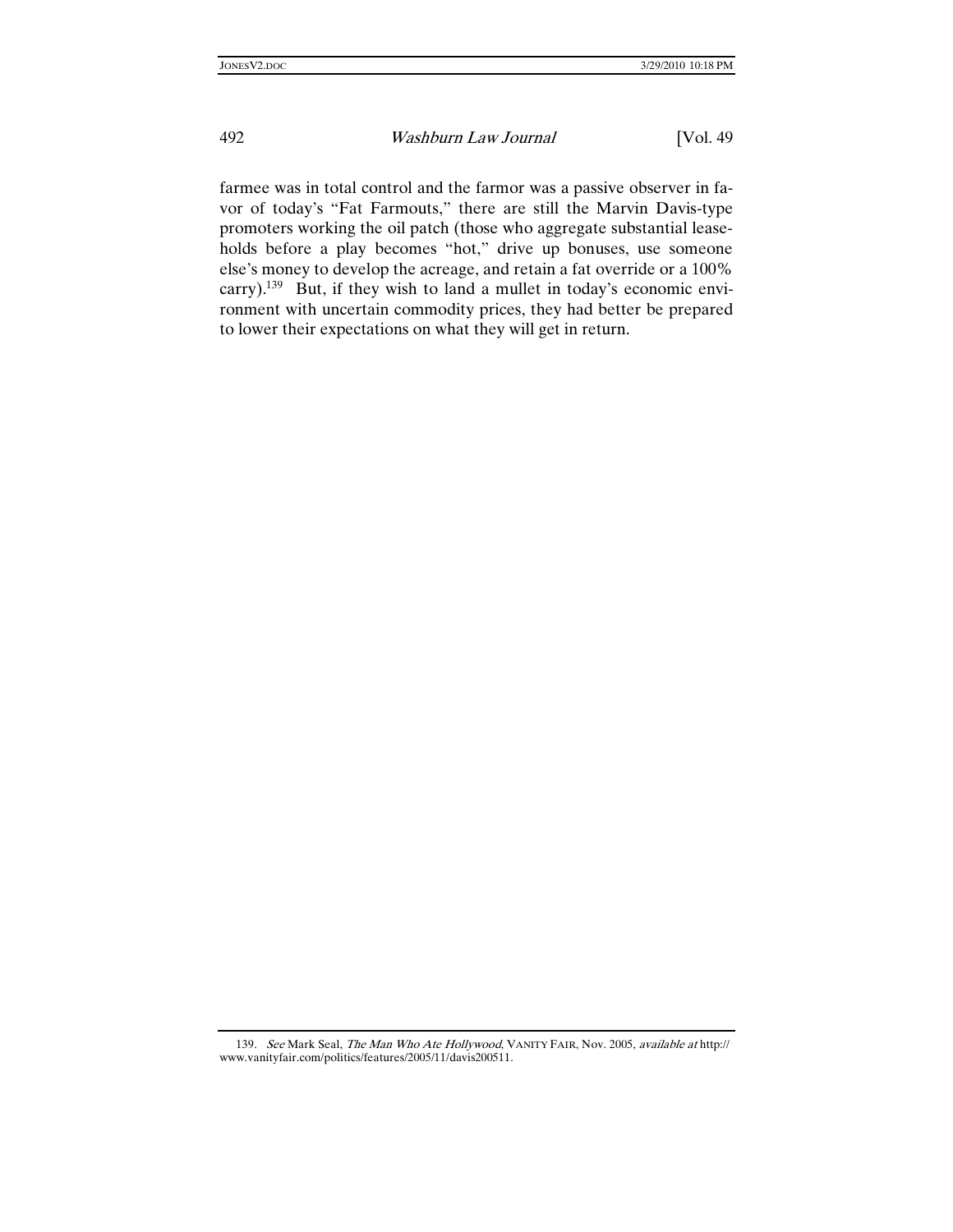farmee was in total control and the farmor was a passive observer in favor of today's "Fat Farmouts," there are still the Marvin Davis-type promoters working the oil patch (those who aggregate substantial leaseholds before a play becomes "hot," drive up bonuses, use someone else's money to develop the acreage, and retain a fat override or a 100% carry).[139] But, if they wish to land a mullet in today's economic environment with uncertain commodity prices, they had better be prepared to lower their expectations on what they will get in return.

---

139. *See* Mark Seal, *The Man Who Ate Hollywood*, VANITY FAIR, Nov. 2005, *available at* http://www.vanityfair.com/politics/features/2005/11/davis200511.